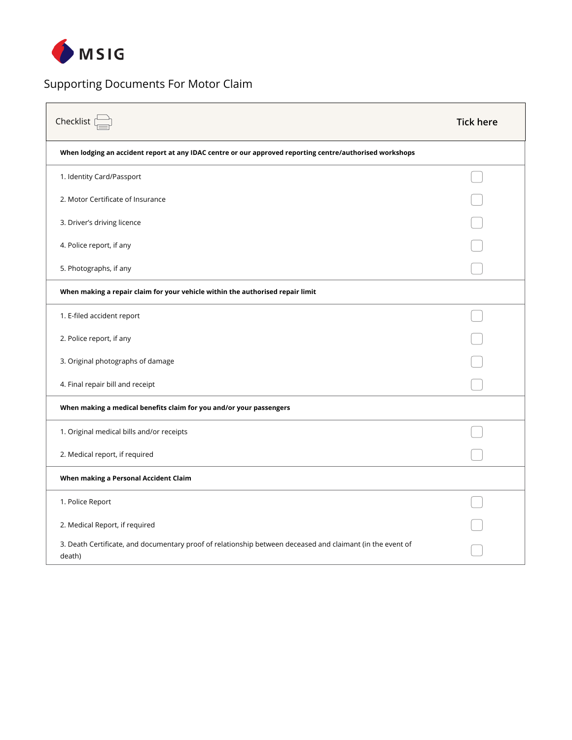MSIG

# Supporting Documents For Motor Claim

| Checklist | Tick here |
| --- | --- |
| **When lodging an accident report at any IDAC centre or our approved reporting centre/authorised workshops** | |
| 1. Identity Card/Passport | ☐ |
| 2. Motor Certificate of Insurance | ☐ |
| 3. Driver's driving licence | ☐ |
| 4. Police report, if any | ☐ |
| 5. Photographs, if any | ☐ |
| **When making a repair claim for your vehicle within the authorised repair limit** | |
| 1. E-filed accident report | ☐ |
| 2. Police report, if any | ☐ |
| 3. Original photographs of damage | ☐ |
| 4. Final repair bill and receipt | ☐ |
| **When making a medical benefits claim for you and/or your passengers** | |
| 1. Original medical bills and/or receipts | ☐ |
| 2. Medical report, if required | ☐ |
| **When making a Personal Accident Claim** | |
| 1. Police Report | ☐ |
| 2. Medical Report, if required | ☐ |
| 3. Death Certificate, and documentary proof of relationship between deceased and claimant (in the event of death) | ☐ |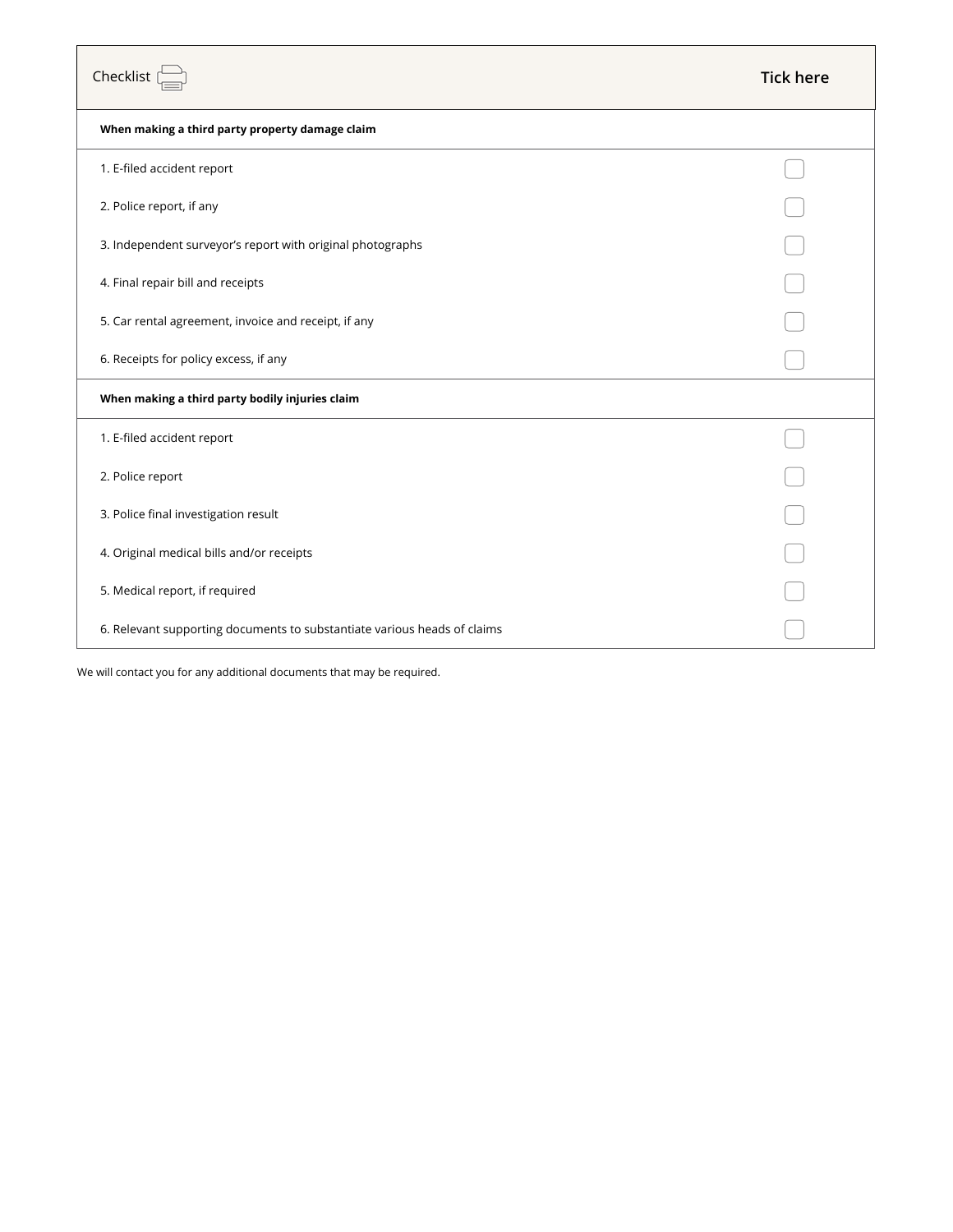| Checklist | Tick here |
| --- | --- |
| **When making a third party property damage claim** | |
| 1. E-filed accident report | ☐ |
| 2. Police report, if any | ☐ |
| 3. Independent surveyor’s report with original photographs | ☐ |
| 4. Final repair bill and receipts | ☐ |
| 5. Car rental agreement, invoice and receipt, if any | ☐ |
| 6. Receipts for policy excess, if any | ☐ |
| **When making a third party bodily injuries claim** | |
| 1. E-filed accident report | ☐ |
| 2. Police report | ☐ |
| 3. Police final investigation result | ☐ |
| 4. Original medical bills and/or receipts | ☐ |
| 5. Medical report, if required | ☐ |
| 6. Relevant supporting documents to substantiate various heads of claims | ☐ |

We will contact you for any additional documents that may be required.